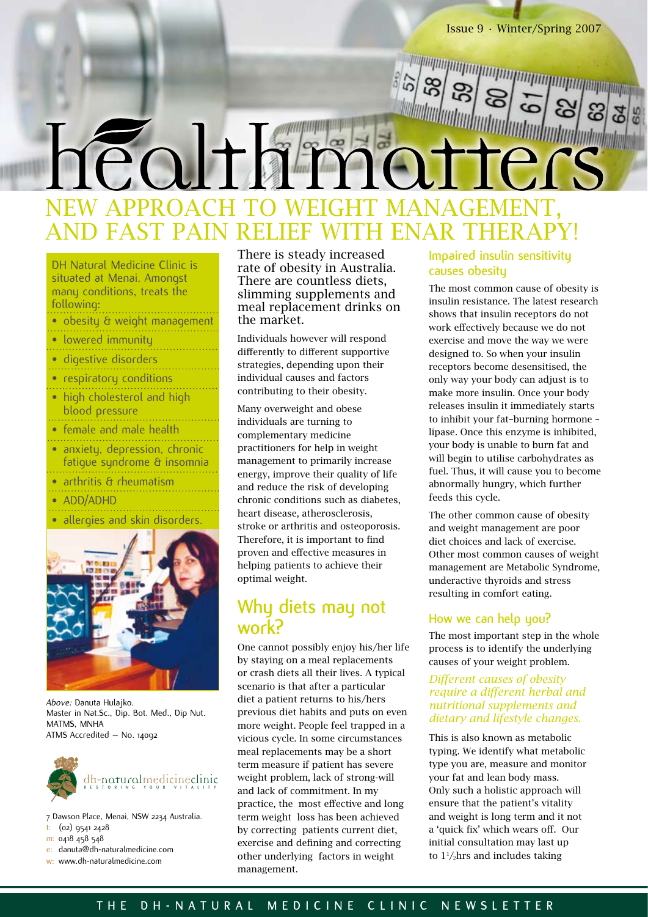Issue 9 · Winter/Spring 2007

# healthmatters

## NEW APPROACH TO WEIGHT MANAGEMENT, AND FAST PAIN RELIEF WITH ENAR THERAPY!

DH Natural Medicine Clinic is situated at Menai. Amongst many conditions, treats the following:

- obesity & weight management
- lowered immunity
- digestive disorders
- respiratory conditions
- high cholesterol and high blood pressure
- female and male health
- anxiety, depression, chronic fatigue syndrome & insomnia
- arthritis & rheumatism
- ADD/ADHD
- allergies and skin disorders.

*Above:* Danuta Hulajko.
Master in Nat.Sc., Dip. Bot. Med., Dip Nut.
MATMS, MNHA
ATMS Accredited – No. 14092

dh-naturalmedicineclinic
RESTORING YOUR VITALITY

7 Dawson Place, Menai, NSW 2234 Australia.
t: (02) 9541 2428
m: 0418 458 548
e: danuta@dh-naturalmedicine.com
w: www.dh-naturalmedicine.com

There is steady increased rate of obesity in Australia. There are countless diets, slimming supplements and meal replacement drinks on the market.

Individuals however will respond differently to different supportive strategies, depending upon their individual causes and factors contributing to their obesity.

Many overweight and obese individuals are turning to complementary medicine practitioners for help in weight management to primarily increase energy, improve their quality of life and reduce the risk of developing chronic conditions such as diabetes, heart disease, atherosclerosis, stroke or arthritis and osteoporosis. Therefore, it is important to find proven and effective measures in helping patients to achieve their optimal weight.

## Why diets may not work?

One cannot possibly enjoy his/her life by staying on a meal replacements or crash diets all their lives. A typical scenario is that after a particular diet a patient returns to his/hers previous diet habits and puts on even more weight. People feel trapped in a vicious cycle. In some circumstances meal replacements may be a short term measure if patient has severe weight problem, lack of strong-will and lack of commitment. In my practice, the most effective and long term weight loss has been achieved by correcting patients current diet, exercise and defining and correcting other underlying factors in weight management.

### Impaired insulin sensitivity causes obesity

The most common cause of obesity is insulin resistance. The latest research shows that insulin receptors do not work effectively because we do not exercise and move the way we were designed to. So when your insulin receptors become desensitised, the only way your body can adjust is to make more insulin. Once your body releases insulin it immediately starts to inhibit your fat-burning hormone – lipase. Once this enzyme is inhibited, your body is unable to burn fat and will begin to utilise carbohydrates as fuel. Thus, it will cause you to become abnormally hungry, which further feeds this cycle.

The other common cause of obesity and weight management are poor diet choices and lack of exercise. Other most common causes of weight management are Metabolic Syndrome, underactive thyroids and stress resulting in comfort eating.

### How we can help you?

The most important step in the whole process is to identify the underlying causes of your weight problem.

*Different causes of obesity require a different herbal and nutritional supplements and dietary and lifestyle changes.*

This is also known as metabolic typing. We identify what metabolic type you are, measure and monitor your fat and lean body mass. Only such a holistic approach will ensure that the patient's vitality and weight is long term and it not a 'quick fix' which wears off. Our initial consultation may last up to 1½hrs and includes taking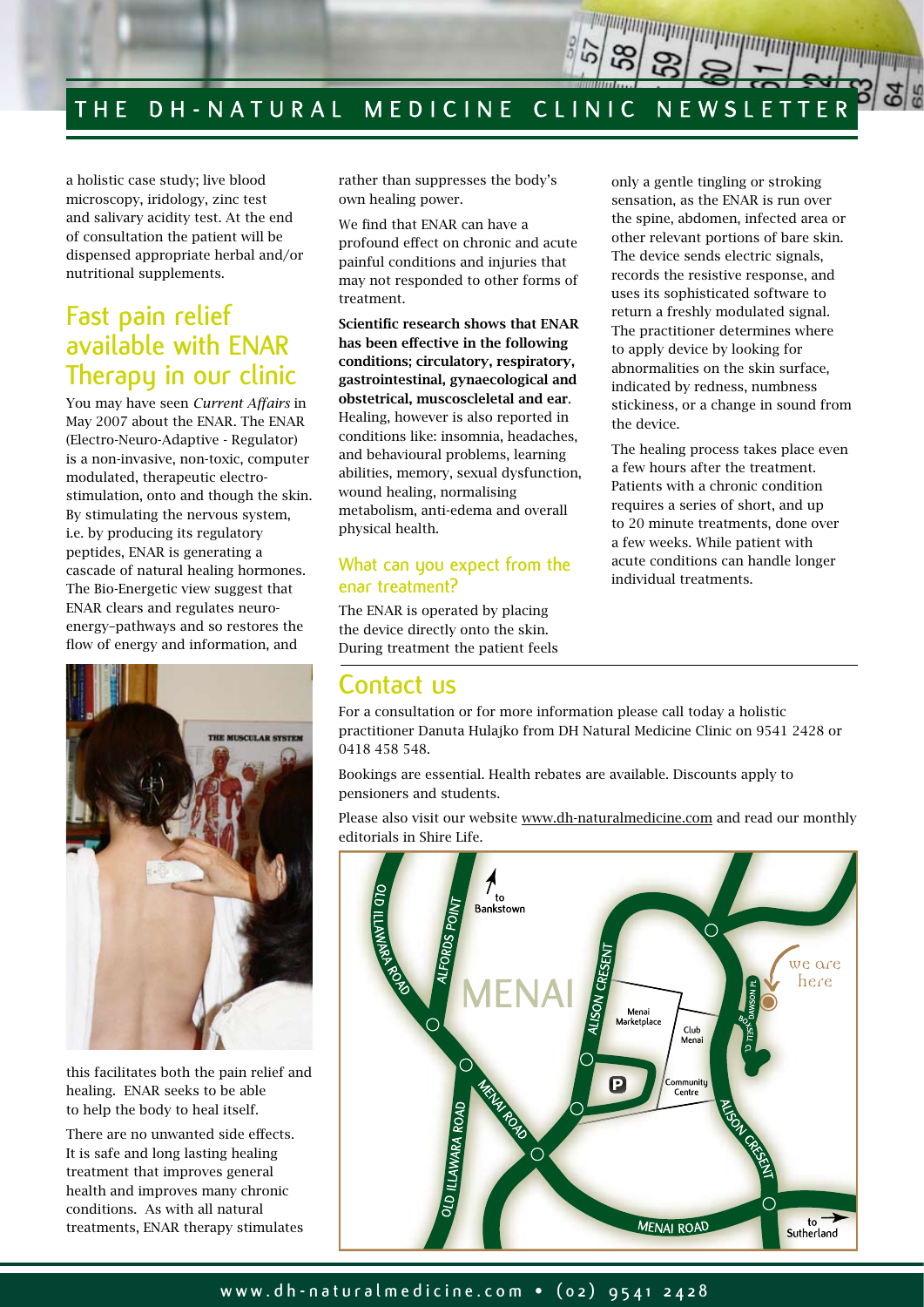a holistic case study; live blood microscopy, iridology, zinc test and salivary acidity test. At the end of consultation the patient will be dispensed appropriate herbal and/or nutritional supplements.

## Fast pain relief available with ENAR Therapy in our clinic

You may have seen *Current Affairs* in May 2007 about the ENAR. The ENAR (Electro-Neuro-Adaptive - Regulator) is a non-invasive, non-toxic, computer modulated, therapeutic electro-stimulation, onto and though the skin. By stimulating the nervous system, i.e. by producing its regulatory peptides, ENAR is generating a cascade of natural healing hormones. The Bio-Energetic view suggest that ENAR clears and regulates neuro-energy–pathways and so restores the flow of energy and information, and this facilitates both the pain relief and healing. ENAR seeks to be able to help the body to heal itself.

There are no unwanted side effects. It is safe and long lasting healing treatment that improves general health and improves many chronic conditions. As with all natural treatments, ENAR therapy stimulates rather than suppresses the body's own healing power.

We find that ENAR can have a profound effect on chronic and acute painful conditions and injuries that may not responded to other forms of treatment.

**Scientific research shows that ENAR has been effective in the following conditions; circulatory, respiratory, gastrointestinal, gynaecological and obstetrical, muscoscleletal and ear**. Healing, however is also reported in conditions like: insomnia, headaches, and behavioural problems, learning abilities, memory, sexual dysfunction, wound healing, normalising metabolism, anti-edema and overall physical health.

### What can you expect from the enar treatment?

The ENAR is operated by placing the device directly onto the skin. During treatment the patient feels only a gentle tingling or stroking sensation, as the ENAR is run over the spine, abdomen, infected area or other relevant portions of bare skin. The device sends electric signals, records the resistive response, and uses its sophisticated software to return a freshly modulated signal. The practitioner determines where to apply device by looking for abnormalities on the skin surface, indicated by redness, numbness stickiness, or a change in sound from the device.

The healing process takes place even a few hours after the treatment. Patients with a chronic condition requires a series of short, and up to 20 minute treatments, done over a few weeks. While patient with acute conditions can handle longer individual treatments.

## Contact us

For a consultation or for more information please call today a holistic practitioner Danuta Hulajko from DH Natural Medicine Clinic on 9541 2428 or 0418 458 548.

Bookings are essential. Health rebates are available. Discounts apply to pensioners and students.

Please also visit our website www.dh-naturalmedicine.com and read our monthly editorials in Shire Life.